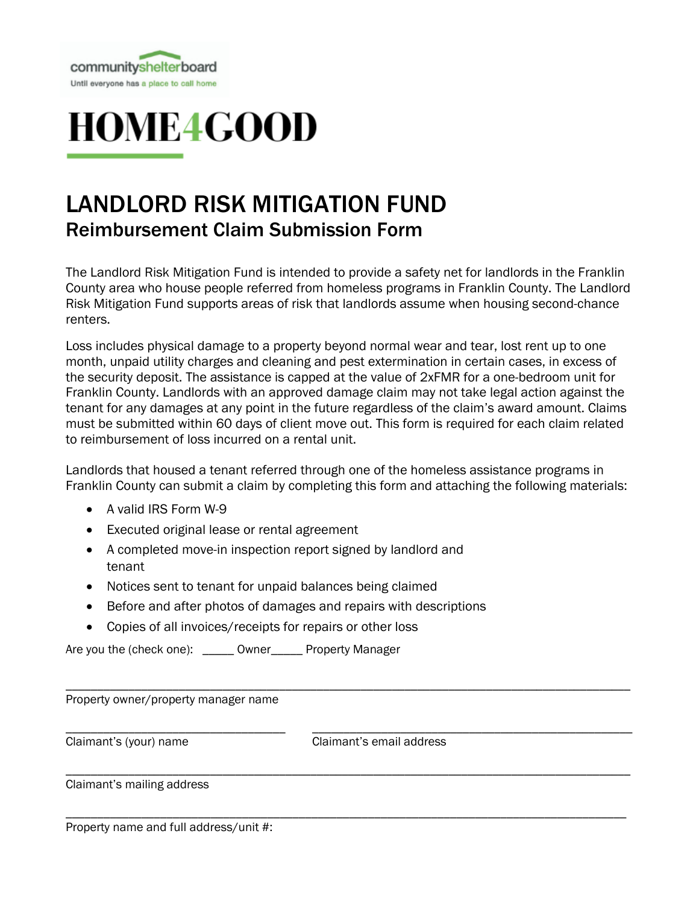communityshelterboard
Until everyone has a place to call home

# HOME4GOOD

# LANDLORD RISK MITIGATION FUND

## Reimbursement Claim Submission Form

The Landlord Risk Mitigation Fund is intended to provide a safety net for landlords in the Franklin County area who house people referred from homeless programs in Franklin County. The Landlord Risk Mitigation Fund supports areas of risk that landlords assume when housing second-chance renters.

Loss includes physical damage to a property beyond normal wear and tear, lost rent up to one month, unpaid utility charges and cleaning and pest extermination in certain cases, in excess of the security deposit. The assistance is capped at the value of 2xFMR for a one-bedroom unit for Franklin County. Landlords with an approved damage claim may not take legal action against the tenant for any damages at any point in the future regardless of the claim's award amount. Claims must be submitted within 60 days of client move out. This form is required for each claim related to reimbursement of loss incurred on a rental unit.

Landlords that housed a tenant referred through one of the homeless assistance programs in Franklin County can submit a claim by completing this form and attaching the following materials:

- A valid IRS Form W-9
- Executed original lease or rental agreement
- A completed move-in inspection report signed by landlord and tenant
- Notices sent to tenant for unpaid balances being claimed
- Before and after photos of damages and repairs with descriptions
- Copies of all invoices/receipts for repairs or other loss

Are you the (check one): _____ Owner_____ Property Manager

______________________________________________________________________________

Property owner/property manager name

______________________________ ______________________________________________

Claimant's (your) name Claimant's email address

______________________________________________________________________________

Claimant's mailing address

______________________________________________________________________________

Property name and full address/unit #: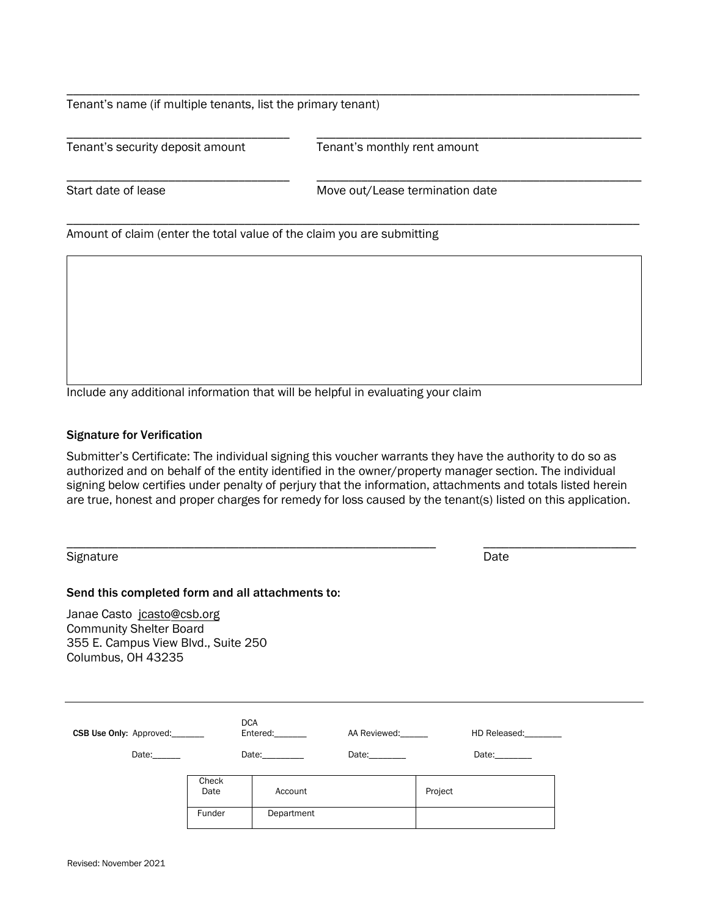______________________________________________________________________________
Tenant's name (if multiple tenants, list the primary tenant)

______________________________ ______________________________
Tenant's security deposit amount Tenant's monthly rent amount

______________________________ ______________________________
Start date of lease Move out/Lease termination date

______________________________________________________________________________
Amount of claim (enter the total value of the claim you are submitting

| |
|---|
| |

Include any additional information that will be helpful in evaluating your claim

**Signature for Verification**

Submitter's Certificate: The individual signing this voucher warrants they have the authority to do so as authorized and on behalf of the entity identified in the owner/property manager section. The individual signing below certifies under penalty of perjury that the information, attachments and totals listed herein are true, honest and proper charges for remedy for loss caused by the tenant(s) listed on this application.

__________________________________________________ ____________________
Signature Date

**Send this completed form and all attachments to:**

Janae Casto jcasto@csb.org
Community Shelter Board
355 E. Campus View Blvd., Suite 250
Columbus, OH 43235

---

**CSB Use Only:** Approved:_______ DCA Entered:_______ AA Reviewed:______ HD Released:________

Date:______ Date:_________ Date:________ Date:________

| | | |
|---|---|---|
| Check Date | Account | Project |
| Funder | Department | |

Revised: November 2021